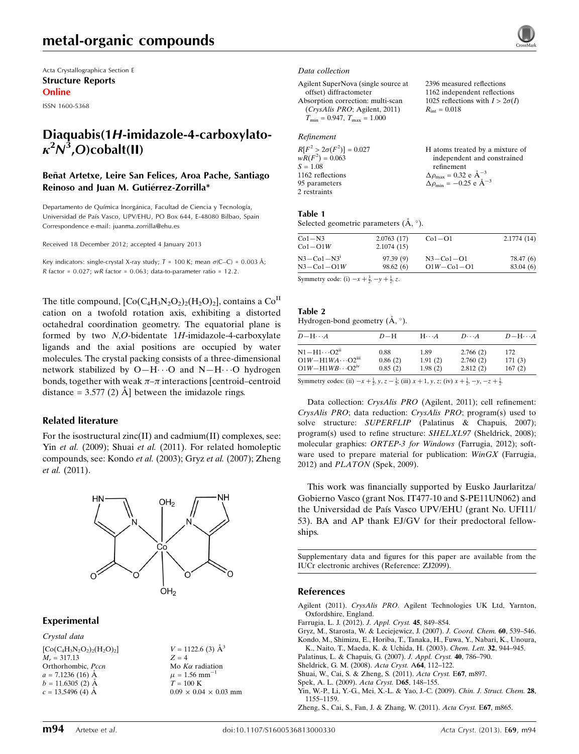# metal-organic compounds

Acta Crystallographica Section E
**Structure Reports**
**Online**

ISSN 1600-5368

# Diaquabis(1*H*-imidazole-4-carboxylato-$\kappa^2N^3$,*O*)cobalt(II)

**Beñat Artetxe, Leire San Felices, Aroa Pache, Santiago Reinoso and Juan M. Gutiérrez-Zorrilla***

Departamento de Química Inorgánica, Facultad de Ciencia y Tecnología, Universidad de País Vasco, UPV/EHU, PO Box 644, E-48080 Bilbao, Spain
Correspondence e-mail: juanma.zorrilla@ehu.es

Received 18 December 2012; accepted 4 January 2013

Key indicators: single-crystal X-ray study; $T$ = 100 K; mean $\sigma$(C–C) = 0.003 Å; $R$ factor = 0.027; $wR$ factor = 0.063; data-to-parameter ratio = 12.2.

The title compound, $[Co(C_4H_3N_2O_2)_2(H_2O)_2]$, contains a $Co^{II}$ cation on a twofold rotation axis, exhibiting a distorted octahedral coordination geometry. The equatorial plane is formed by two *N*,*O*-bidentate 1*H*-imidazole-4-carboxylate ligands and the axial positions are occupied by water molecules. The crystal packing consists of a three-dimensional network stabilized by O—H⋯O and N—H⋯O hydrogen bonds, together with weak $\pi$–$\pi$ interactions [centroid–centroid distance = 3.577 (2) Å] between the imidazole rings.

## Related literature

For the isostructural zinc(II) and cadmium(II) complexes, see: Yin *et al.* (2009); Shuai *et al.* (2011). For related homoleptic compounds, see: Kondo *et al.* (2003); Gryz *et al.* (2007); Zheng *et al.* (2011).

## Experimental

### Crystal data

$[Co(C_4H_3N_2O_2)_2(H_2O)_2]$
$M_r$ = 317.13
Orthorhombic, *Pccn*
$a$ = 7.1236 (16) Å
$b$ = 11.6305 (2) Å
$c$ = 13.5496 (4) Å
$V$ = 1122.6 (3) Å$^3$
$Z$ = 4
Mo $K\alpha$ radiation
$\mu$ = 1.56 mm$^{-1}$
$T$ = 100 K
0.09 × 0.04 × 0.03 mm

### Data collection

Agilent SuperNova (single source at offset) diffractometer
Absorption correction: multi-scan (*CrysAlis PRO*; Agilent, 2011)
$T_{min}$ = 0.947, $T_{max}$ = 1.000
2396 measured reflections
1162 independent reflections
1025 reflections with $I > 2\sigma(I)$
$R_{int}$ = 0.018

### Refinement

$R[F^2 > 2\sigma(F^2)]$ = 0.027
$wR(F^2)$ = 0.063
$S$ = 1.08
1162 reflections
95 parameters
2 restraints
H atoms treated by a mixture of independent and constrained refinement
$\Delta\rho_{max}$ = 0.32 e Å$^{-3}$
$\Delta\rho_{min}$ = −0.25 e Å$^{-3}$

**Table 1**
Selected geometric parameters (Å, °).

| | | | |
|---|---|---|---|
| Co1—N3 | 2.0763 (17) | Co1—O1 | 2.1774 (14) |
| Co1—O1*W* | 2.1074 (15) | | |
| N3—Co1—N3$^i$ | 97.39 (9) | N3—Co1—O1 | 78.47 (6) |
| N3—Co1—O1*W* | 98.62 (6) | O1*W*—Co1—O1 | 83.04 (6) |

Symmetry code: (i) $-x+\frac{3}{2}, -y+\frac{1}{2}, z$.

**Table 2**
Hydrogen-bond geometry (Å, °).

| $D$—H⋯$A$ | $D$—H | H⋯$A$ | $D$⋯$A$ | $D$—H⋯$A$ |
|---|---|---|---|---|
| N1—H1⋯O2$^{ii}$ | 0.88 | 1.89 | 2.766 (2) | 172 |
| O1*W*—H1*WA*⋯O2$^{iii}$ | 0.86 (2) | 1.91 (2) | 2.760 (2) | 171 (3) |
| O1*W*—H1*WB*⋯O2$^{iv}$ | 0.85 (2) | 1.98 (2) | 2.812 (2) | 167 (2) |

Symmetry codes: (ii) $-x+\frac{1}{2}, y, z-\frac{1}{2}$; (iii) $x+1, y, z$; (iv) $x+\frac{1}{2}, -y, -z+\frac{1}{2}$.

Data collection: *CrysAlis PRO* (Agilent, 2011); cell refinement: *CrysAlis PRO*; data reduction: *CrysAlis PRO*; program(s) used to solve structure: *SUPERFLIP* (Palatinus & Chapuis, 2007); program(s) used to refine structure: *SHELXL97* (Sheldrick, 2008); molecular graphics: *ORTEP-3 for Windows* (Farrugia, 2012); software used to prepare material for publication: *WinGX* (Farrugia, 2012) and *PLATON* (Spek, 2009).

This work was financially supported by Eusko Jaurlaritza/Gobierno Vasco (grant Nos. IT477-10 and S-PE11UN062) and the Universidad de País Vasco UPV/EHU (grant No. UFI11/53). BA and AP thank EJ/GV for their predoctoral fellowships.

Supplementary data and figures for this paper are available from the IUCr electronic archives (Reference: ZJ2099).

## References

Agilent (2011). *CrysAlis PRO*. Agilent Technologies UK Ltd, Yarnton, Oxfordshire, England.
Farrugia, L. J. (2012). *J. Appl. Cryst.* **45**, 849–854.
Gryz, M., Starosta, W. & Leciejewicz, J. (2007). *J. Coord. Chem.* **60**, 539–546.
Kondo, M., Shimizu, E., Horiba, T., Tanaka, H., Fuwa, Y., Nabari, K., Unoura, K., Naito, T., Maeda, K. & Uchida, H. (2003). *Chem. Lett.* **32**, 944–945.
Palatinus, L. & Chapuis, G. (2007). *J. Appl. Cryst.* **40**, 786–790.
Sheldrick, G. M. (2008). *Acta Cryst.* A**64**, 112–122.
Shuai, W., Cai, S. & Zheng, S. (2011). *Acta Cryst.* E**67**, m897.
Spek, A. L. (2009). *Acta Cryst.* D**65**, 148–155.
Yin, W.-P., Li, Y.-G., Mei, X.-L. & Yao, J.-C. (2009). *Chin. J. Struct. Chem.* **28**, 1155–1159.
Zheng, S., Cai, S., Fan, J. & Zhang, W. (2011). *Acta Cryst.* E**67**, m865.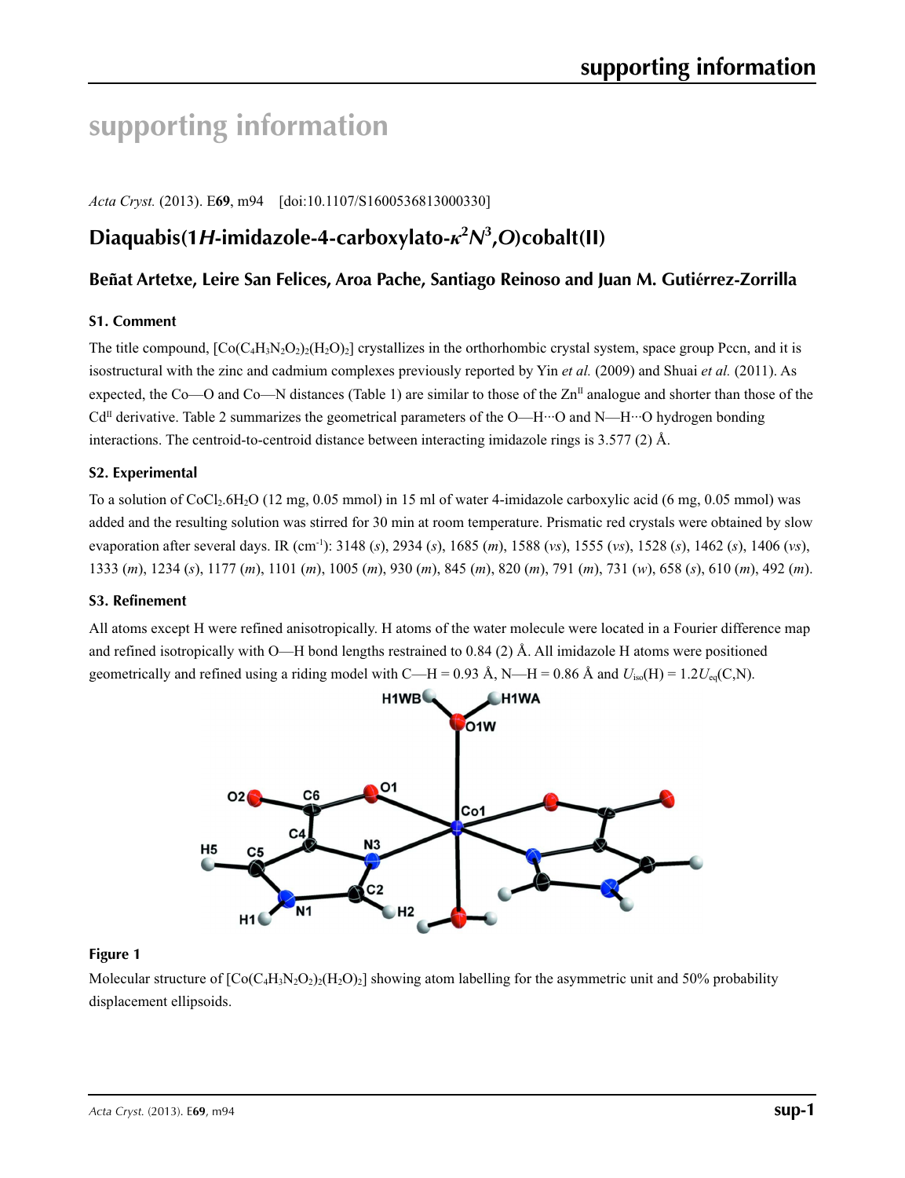# supporting information

*Acta Cryst.* (2013). E**69**, m94 [doi:10.1107/S1600536813000330]

## Diaquabis(1*H*-imidazole-4-carboxylato-$\kappa^2N^3$,*O*)cobalt(II)

### Beñat Artetxe, Leire San Felices, Aroa Pache, Santiago Reinoso and Juan M. Gutiérrez-Zorrilla

### S1. Comment

The title compound, $[Co(C_4H_3N_2O_2)_2(H_2O)_2]$ crystallizes in the orthorhombic crystal system, space group Pccn, and it is isostructural with the zinc and cadmium complexes previously reported by Yin *et al.* (2009) and Shuai *et al.* (2011). As expected, the Co—O and Co—N distances (Table 1) are similar to those of the $Zn^{II}$ analogue and shorter than those of the $Cd^{II}$ derivative. Table 2 summarizes the geometrical parameters of the O—H···O and N—H···O hydrogen bonding interactions. The centroid-to-centroid distance between interacting imidazole rings is 3.577 (2) Å.

### S2. Experimental

To a solution of $CoCl_2.6H_2O$ (12 mg, 0.05 mmol) in 15 ml of water 4-imidazole carboxylic acid (6 mg, 0.05 mmol) was added and the resulting solution was stirred for 30 min at room temperature. Prismatic red crystals were obtained by slow evaporation after several days. IR ($cm^{-1}$): 3148 (*s*), 2934 (*s*), 1685 (*m*), 1588 (*vs*), 1555 (*vs*), 1528 (*s*), 1462 (*s*), 1406 (*vs*), 1333 (*m*), 1234 (*s*), 1177 (*m*), 1101 (*m*), 1005 (*m*), 930 (*m*), 845 (*m*), 820 (*m*), 791 (*m*), 731 (*w*), 658 (*s*), 610 (*m*), 492 (*m*).

### S3. Refinement

All atoms except H were refined anisotropically. H atoms of the water molecule were located in a Fourier difference map and refined isotropically with O—H bond lengths restrained to 0.84 (2) Å. All imidazole H atoms were positioned geometrically and refined using a riding model with C—H = 0.93 Å, N—H = 0.86 Å and $U_{iso}(H) = 1.2U_{eq}(C,N)$.

**Figure 1**

Molecular structure of $[Co(C_4H_3N_2O_2)_2(H_2O)_2]$ showing atom labelling for the asymmetric unit and 50% probability displacement ellipsoids.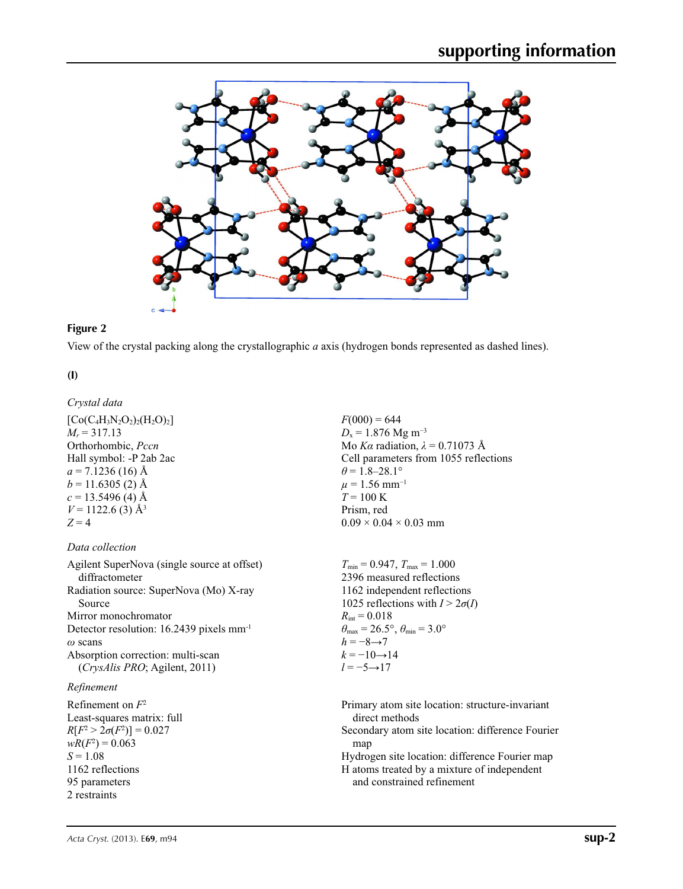**Figure 2**

View of the crystal packing along the crystallographic *a* axis (hydrogen bonds represented as dashed lines).

**(I)**

*Crystal data*

$[Co(C_4H_3N_2O_2)_2(H_2O)_2]$
$M_r = 317.13$
Orthorhombic, *Pccn*
Hall symbol: -P 2ab 2ac
$a = 7.1236$ (16) Å
$b = 11.6305$ (2) Å
$c = 13.5496$ (4) Å
$V = 1122.6$ (3) Å$^3$
$Z = 4$

$F(000) = 644$
$D_x = 1.876$ Mg m$^{-3}$
Mo $K\alpha$ radiation, $\lambda = 0.71073$ Å
Cell parameters from 1055 reflections
$\theta = 1.8$–$28.1°$
$\mu = 1.56$ mm$^{-1}$
$T = 100$ K
Prism, red
$0.09 \times 0.04 \times 0.03$ mm

*Data collection*

Agilent SuperNova (single source at offset) diffractometer
Radiation source: SuperNova (Mo) X-ray Source
Mirror monochromator
Detector resolution: 16.2439 pixels mm$^{-1}$
$\omega$ scans
Absorption correction: multi-scan (*CrysAlis PRO*; Agilent, 2011)

$T_{min} = 0.947$, $T_{max} = 1.000$
2396 measured reflections
1162 independent reflections
1025 reflections with $I > 2\sigma(I)$
$R_{int} = 0.018$
$\theta_{max} = 26.5°$, $\theta_{min} = 3.0°$
$h = -8 \rightarrow 7$
$k = -10 \rightarrow 14$
$l = -5 \rightarrow 17$

*Refinement*

Refinement on $F^2$
Least-squares matrix: full
$R[F^2 > 2\sigma(F^2)] = 0.027$
$wR(F^2) = 0.063$
$S = 1.08$
1162 reflections
95 parameters
2 restraints

Primary atom site location: structure-invariant direct methods
Secondary atom site location: difference Fourier map
Hydrogen site location: difference Fourier map
H atoms treated by a mixture of independent and constrained refinement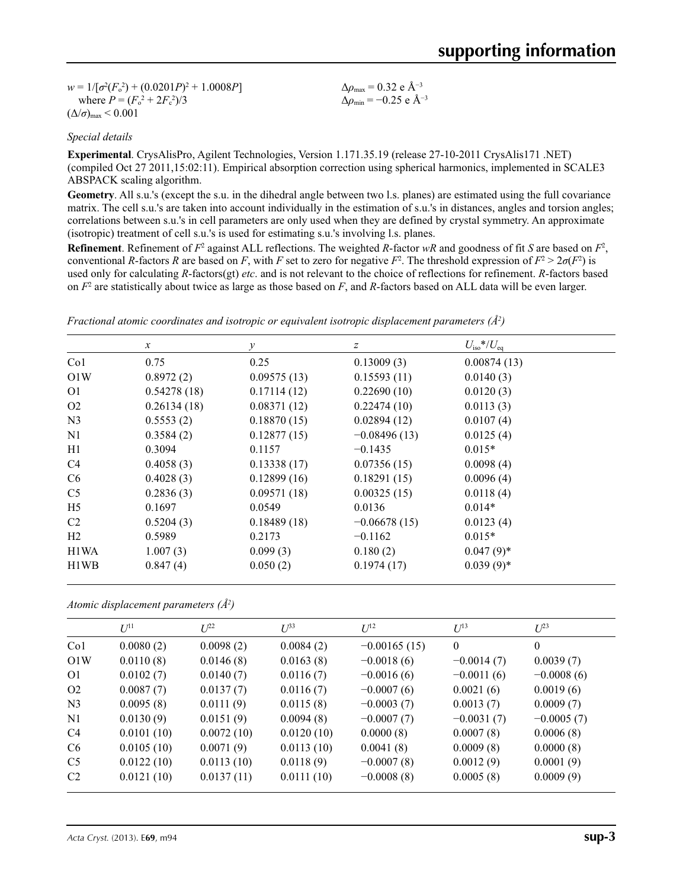$w = 1/[\sigma^2(F_o^2) + (0.0201P)^2 + 1.0008P]$
where $P = (F_o^2 + 2F_c^2)/3$
$(\Delta/\sigma)_{max} < 0.001$

$\Delta\rho_{max} = 0.32$ e Å$^{-3}$
$\Delta\rho_{min} = -0.25$ e Å$^{-3}$

*Special details*

**Experimental**. CrysAlisPro, Agilent Technologies, Version 1.171.35.19 (release 27-10-2011 CrysAlis171 .NET) (compiled Oct 27 2011,15:02:11). Empirical absorption correction using spherical harmonics, implemented in SCALE3 ABSPACK scaling algorithm.

**Geometry**. All s.u.'s (except the s.u. in the dihedral angle between two l.s. planes) are estimated using the full covariance matrix. The cell s.u.'s are taken into account individually in the estimation of s.u.'s in distances, angles and torsion angles; correlations between s.u.'s in cell parameters are only used when they are defined by crystal symmetry. An approximate (isotropic) treatment of cell s.u.'s is used for estimating s.u.'s involving l.s. planes.

**Refinement**. Refinement of $F^2$ against ALL reflections. The weighted $R$-factor $wR$ and goodness of fit $S$ are based on $F^2$, conventional $R$-factors $R$ are based on $F$, with $F$ set to zero for negative $F^2$. The threshold expression of $F^2 > 2\sigma(F^2)$ is used only for calculating $R$-factors(gt) *etc*. and is not relevant to the choice of reflections for refinement. $R$-factors based on $F^2$ are statistically about twice as large as those based on $F$, and $R$-factors based on ALL data will be even larger.

*Fractional atomic coordinates and isotropic or equivalent isotropic displacement parameters (Å$^2$)*

| | $x$ | $y$ | $z$ | $U_{iso}$*/$U_{eq}$ |
|---|---|---|---|---|
| Co1 | 0.75 | 0.25 | 0.13009 (3) | 0.00874 (13) |
| O1W | 0.8972 (2) | 0.09575 (13) | 0.15593 (11) | 0.0140 (3) |
| O1 | 0.54278 (18) | 0.17114 (12) | 0.22690 (10) | 0.0120 (3) |
| O2 | 0.26134 (18) | 0.08371 (12) | 0.22474 (10) | 0.0113 (3) |
| N3 | 0.5553 (2) | 0.18870 (15) | 0.02894 (12) | 0.0107 (4) |
| N1 | 0.3584 (2) | 0.12877 (15) | −0.08496 (13) | 0.0125 (4) |
| H1 | 0.3094 | 0.1157 | −0.1435 | 0.015* |
| C4 | 0.4058 (3) | 0.13338 (17) | 0.07356 (15) | 0.0098 (4) |
| C6 | 0.4028 (3) | 0.12899 (16) | 0.18291 (15) | 0.0096 (4) |
| C5 | 0.2836 (3) | 0.09571 (18) | 0.00325 (15) | 0.0118 (4) |
| H5 | 0.1697 | 0.0549 | 0.0136 | 0.014* |
| C2 | 0.5204 (3) | 0.18489 (18) | −0.06678 (15) | 0.0123 (4) |
| H2 | 0.5989 | 0.2173 | −0.1162 | 0.015* |
| H1WA | 1.007 (3) | 0.099 (3) | 0.180 (2) | 0.047 (9)* |
| H1WB | 0.847 (4) | 0.050 (2) | 0.1974 (17) | 0.039 (9)* |

*Atomic displacement parameters (Å$^2$)*

| | $U^{11}$ | $U^{22}$ | $U^{33}$ | $U^{12}$ | $U^{13}$ | $U^{23}$ |
|---|---|---|---|---|---|---|
| Co1 | 0.0080 (2) | 0.0098 (2) | 0.0084 (2) | −0.00165 (15) | 0 | 0 |
| O1W | 0.0110 (8) | 0.0146 (8) | 0.0163 (8) | −0.0018 (6) | −0.0014 (7) | 0.0039 (7) |
| O1 | 0.0102 (7) | 0.0140 (7) | 0.0116 (7) | −0.0016 (6) | −0.0011 (6) | −0.0008 (6) |
| O2 | 0.0087 (7) | 0.0137 (7) | 0.0116 (7) | −0.0007 (6) | 0.0021 (6) | 0.0019 (6) |
| N3 | 0.0095 (8) | 0.0111 (9) | 0.0115 (8) | −0.0003 (7) | 0.0013 (7) | 0.0009 (7) |
| N1 | 0.0130 (9) | 0.0151 (9) | 0.0094 (8) | −0.0007 (7) | −0.0031 (7) | −0.0005 (7) |
| C4 | 0.0101 (10) | 0.0072 (10) | 0.0120 (10) | 0.0000 (8) | 0.0007 (8) | 0.0006 (8) |
| C6 | 0.0105 (10) | 0.0071 (9) | 0.0113 (10) | 0.0041 (8) | 0.0009 (8) | 0.0000 (8) |
| C5 | 0.0122 (10) | 0.0113 (10) | 0.0118 (9) | −0.0007 (8) | 0.0012 (9) | 0.0001 (9) |
| C2 | 0.0121 (10) | 0.0137 (11) | 0.0111 (10) | −0.0008 (8) | 0.0005 (8) | 0.0009 (9) |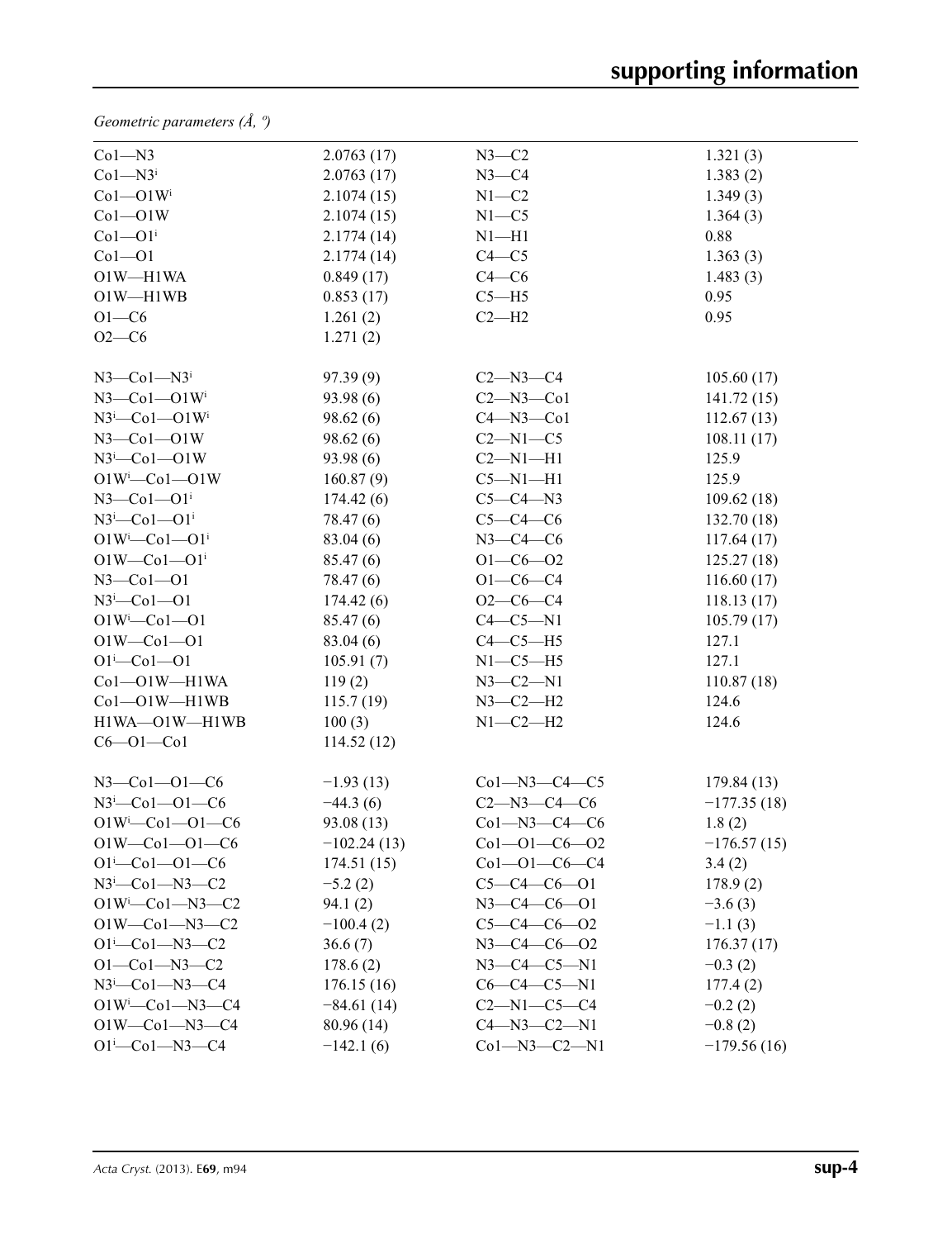*Geometric parameters (Å, º)*

| | | | |
|---|---|---|---|
| Co1—N3 | 2.0763 (17) | N3—C2 | 1.321 (3) |
| Co1—N3$^{i}$ | 2.0763 (17) | N3—C4 | 1.383 (2) |
| Co1—O1W$^{i}$ | 2.1074 (15) | N1—C2 | 1.349 (3) |
| Co1—O1W | 2.1074 (15) | N1—C5 | 1.364 (3) |
| Co1—O1$^{i}$ | 2.1774 (14) | N1—H1 | 0.88 |
| Co1—O1 | 2.1774 (14) | C4—C5 | 1.363 (3) |
| O1W—H1WA | 0.849 (17) | C4—C6 | 1.483 (3) |
| O1W—H1WB | 0.853 (17) | C5—H5 | 0.95 |
| O1—C6 | 1.261 (2) | C2—H2 | 0.95 |
| O2—C6 | 1.271 (2) | | |
| | | | |
| N3—Co1—N3$^{i}$ | 97.39 (9) | C2—N3—C4 | 105.60 (17) |
| N3—Co1—O1W$^{i}$ | 93.98 (6) | C2—N3—Co1 | 141.72 (15) |
| N3$^{i}$—Co1—O1W$^{i}$ | 98.62 (6) | C4—N3—Co1 | 112.67 (13) |
| N3—Co1—O1W | 98.62 (6) | C2—N1—C5 | 108.11 (17) |
| N3$^{i}$—Co1—O1W | 93.98 (6) | C2—N1—H1 | 125.9 |
| O1W$^{i}$—Co1—O1W | 160.87 (9) | C5—N1—H1 | 125.9 |
| N3—Co1—O1$^{i}$ | 174.42 (6) | C5—C4—N3 | 109.62 (18) |
| N3$^{i}$—Co1—O1$^{i}$ | 78.47 (6) | C5—C4—C6 | 132.70 (18) |
| O1W$^{i}$—Co1—O1$^{i}$ | 83.04 (6) | N3—C4—C6 | 117.64 (17) |
| O1W—Co1—O1$^{i}$ | 85.47 (6) | O1—C6—O2 | 125.27 (18) |
| N3—Co1—O1 | 78.47 (6) | O1—C6—C4 | 116.60 (17) |
| N3$^{i}$—Co1—O1 | 174.42 (6) | O2—C6—C4 | 118.13 (17) |
| O1W$^{i}$—Co1—O1 | 85.47 (6) | C4—C5—N1 | 105.79 (17) |
| O1W—Co1—O1 | 83.04 (6) | C4—C5—H5 | 127.1 |
| O1$^{i}$—Co1—O1 | 105.91 (7) | N1—C5—H5 | 127.1 |
| Co1—O1W—H1WA | 119 (2) | N3—C2—N1 | 110.87 (18) |
| Co1—O1W—H1WB | 115.7 (19) | N3—C2—H2 | 124.6 |
| H1WA—O1W—H1WB | 100 (3) | N1—C2—H2 | 124.6 |
| C6—O1—Co1 | 114.52 (12) | | |
| | | | |
| N3—Co1—O1—C6 | −1.93 (13) | Co1—N3—C4—C5 | 179.84 (13) |
| N3$^{i}$—Co1—O1—C6 | −44.3 (6) | C2—N3—C4—C6 | −177.35 (18) |
| O1W$^{i}$—Co1—O1—C6 | 93.08 (13) | Co1—N3—C4—C6 | 1.8 (2) |
| O1W—Co1—O1—C6 | −102.24 (13) | Co1—O1—C6—O2 | −176.57 (15) |
| O1$^{i}$—Co1—O1—C6 | 174.51 (15) | Co1—O1—C6—C4 | 3.4 (2) |
| N3$^{i}$—Co1—N3—C2 | −5.2 (2) | C5—C4—C6—O1 | 178.9 (2) |
| O1W$^{i}$—Co1—N3—C2 | 94.1 (2) | N3—C4—C6—O1 | −3.6 (3) |
| O1W—Co1—N3—C2 | −100.4 (2) | C5—C4—C6—O2 | −1.1 (3) |
| O1$^{i}$—Co1—N3—C2 | 36.6 (7) | N3—C4—C6—O2 | 176.37 (17) |
| O1—Co1—N3—C2 | 178.6 (2) | N3—C4—C5—N1 | −0.3 (2) |
| N3$^{i}$—Co1—N3—C4 | 176.15 (16) | C6—C4—C5—N1 | 177.4 (2) |
| O1W$^{i}$—Co1—N3—C4 | −84.61 (14) | C2—N1—C5—C4 | −0.2 (2) |
| O1W—Co1—N3—C4 | 80.96 (14) | C4—N3—C2—N1 | −0.8 (2) |
| O1$^{i}$—Co1—N3—C4 | −142.1 (6) | Co1—N3—C2—N1 | −179.56 (16) |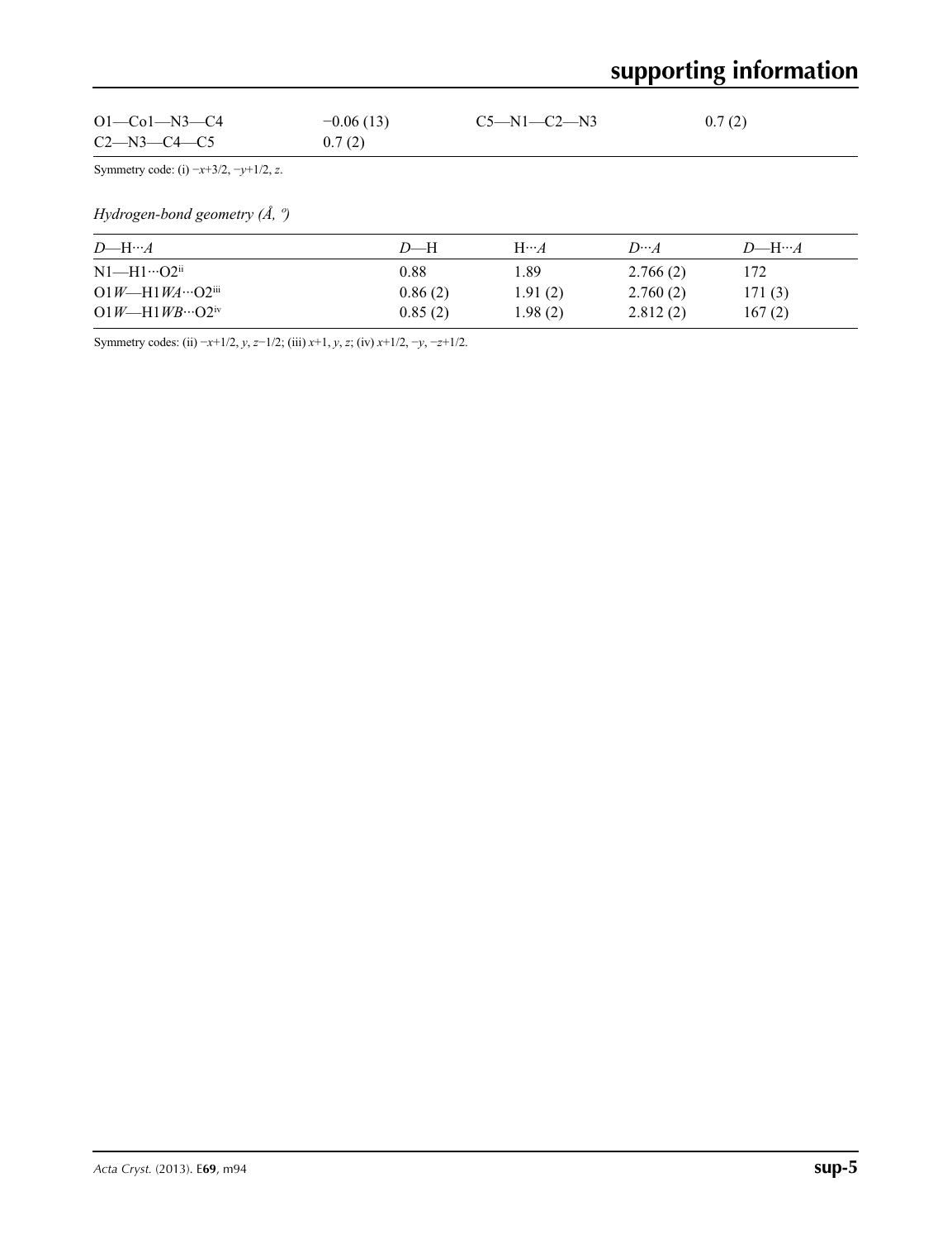| | | | |
|---|---|---|---|
| O1—Co1—N3—C4 | −0.06 (13) | C5—N1—C2—N3 | 0.7 (2) |
| C2—N3—C4—C5 | 0.7 (2) | | |

Symmetry code: (i) $-x+3/2, -y+1/2, z$.

*Hydrogen-bond geometry (Å, º)*

| *D*—H···*A* | *D*—H | H···*A* | *D*···*A* | *D*—H···*A* |
|---|---|---|---|---|
| N1—H1···O2[ii] | 0.88 | 1.89 | 2.766 (2) | 172 |
| O1*W*—H1*WA*···O2[iii] | 0.86 (2) | 1.91 (2) | 2.760 (2) | 171 (3) |
| O1*W*—H1*WB*···O2[iv] | 0.85 (2) | 1.98 (2) | 2.812 (2) | 167 (2) |

Symmetry codes: (ii) $-x+1/2, y, z-1/2$; (iii) $x+1, y, z$; (iv) $x+1/2, -y, -z+1/2$.